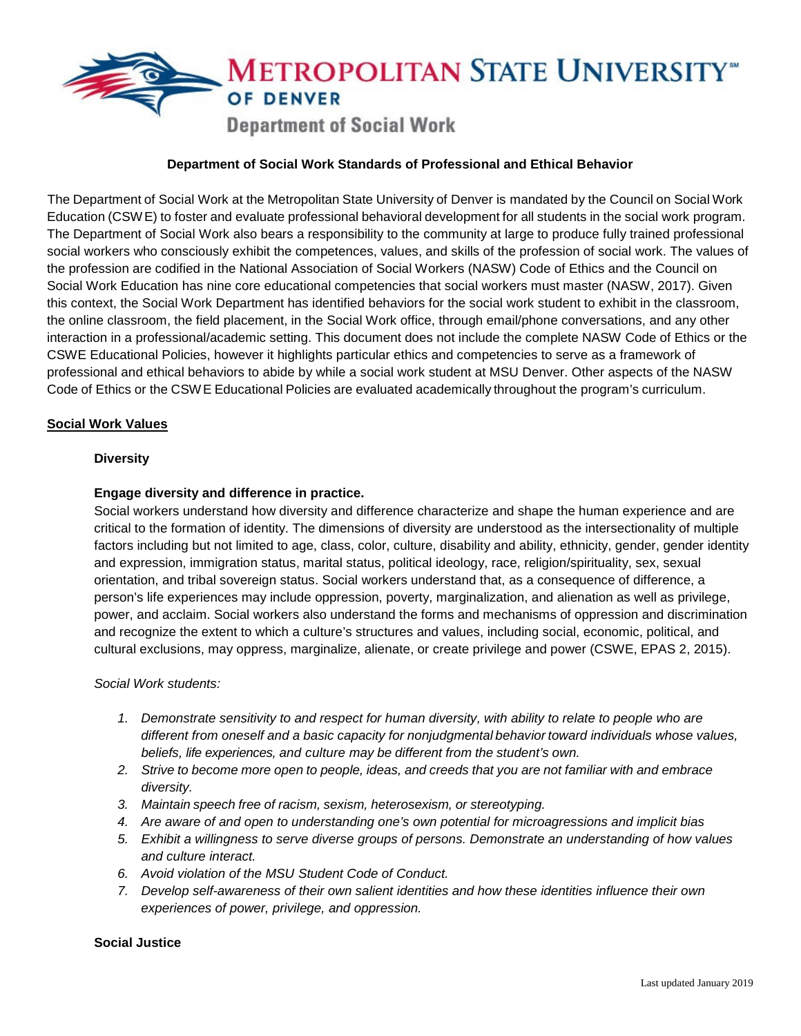# Metropolitan State University of Denver

## Department of Social Work

### Department of Social Work Standards of Professional and Ethical Behavior

The Department of Social Work at the Metropolitan State University of Denver is mandated by the Council on Social Work Education (CSWE) to foster and evaluate professional behavioral development for all students in the social work program. The Department of Social Work also bears a responsibility to the community at large to produce fully trained professional social workers who consciously exhibit the competences, values, and skills of the profession of social work. The values of the profession are codified in the National Association of Social Workers (NASW) Code of Ethics and the Council on Social Work Education has nine core educational competencies that social workers must master (NASW, 2017). Given this context, the Social Work Department has identified behaviors for the social work student to exhibit in the classroom, the online classroom, the field placement, in the Social Work office, through email/phone conversations, and any other interaction in a professional/academic setting. This document does not include the complete NASW Code of Ethics or the CSWE Educational Policies, however it highlights particular ethics and competencies to serve as a framework of professional and ethical behaviors to abide by while a social work student at MSU Denver. Other aspects of the NASW Code of Ethics or the CSWE Educational Policies are evaluated academically throughout the program's curriculum.

**Social Work Values**

**Diversity**

**Engage diversity and difference in practice.**

Social workers understand how diversity and difference characterize and shape the human experience and are critical to the formation of identity. The dimensions of diversity are understood as the intersectionality of multiple factors including but not limited to age, class, color, culture, disability and ability, ethnicity, gender, gender identity and expression, immigration status, marital status, political ideology, race, religion/spirituality, sex, sexual orientation, and tribal sovereign status. Social workers understand that, as a consequence of difference, a person's life experiences may include oppression, poverty, marginalization, and alienation as well as privilege, power, and acclaim. Social workers also understand the forms and mechanisms of oppression and discrimination and recognize the extent to which a culture's structures and values, including social, economic, political, and cultural exclusions, may oppress, marginalize, alienate, or create privilege and power (CSWE, EPAS 2, 2015).

*Social Work students:*

1. *Demonstrate sensitivity to and respect for human diversity, with ability to relate to people who are different from oneself and a basic capacity for nonjudgmental behavior toward individuals whose values, beliefs, life experiences, and culture may be different from the student's own.*
2. *Strive to become more open to people, ideas, and creeds that you are not familiar with and embrace diversity.*
3. *Maintain speech free of racism, sexism, heterosexism, or stereotyping.*
4. *Are aware of and open to understanding one's own potential for microagressions and implicit bias*
5. *Exhibit a willingness to serve diverse groups of persons. Demonstrate an understanding of how values and culture interact.*
6. *Avoid violation of the MSU Student Code of Conduct.*
7. *Develop self-awareness of their own salient identities and how these identities influence their own experiences of power, privilege, and oppression.*

**Social Justice**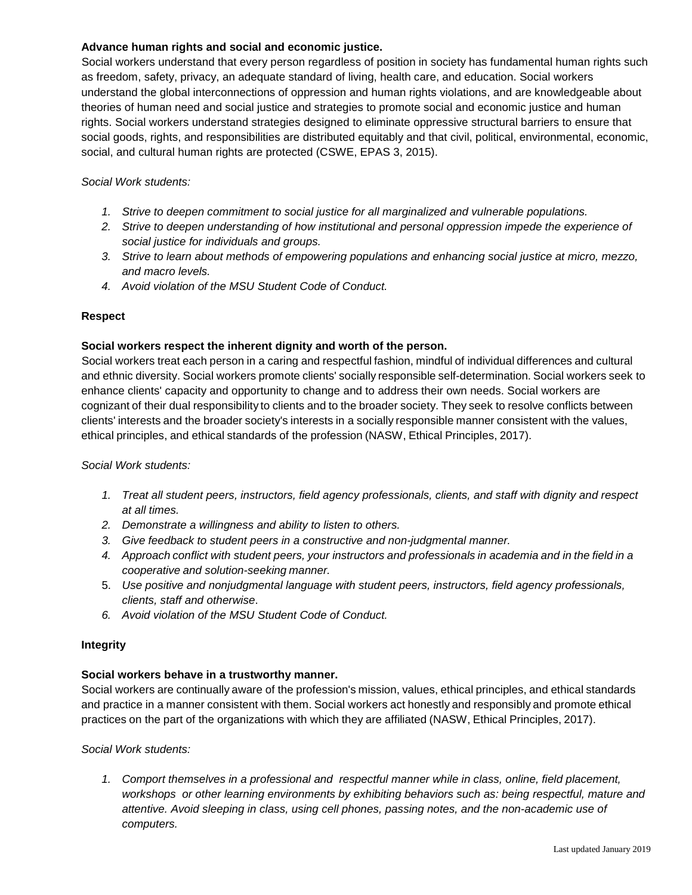**Advance human rights and social and economic justice.**

Social workers understand that every person regardless of position in society has fundamental human rights such as freedom, safety, privacy, an adequate standard of living, health care, and education. Social workers understand the global interconnections of oppression and human rights violations, and are knowledgeable about theories of human need and social justice and strategies to promote social and economic justice and human rights. Social workers understand strategies designed to eliminate oppressive structural barriers to ensure that social goods, rights, and responsibilities are distributed equitably and that civil, political, environmental, economic, social, and cultural human rights are protected (CSWE, EPAS 3, 2015).

*Social Work students:*

1. *Strive to deepen commitment to social justice for all marginalized and vulnerable populations.*
2. *Strive to deepen understanding of how institutional and personal oppression impede the experience of social justice for individuals and groups.*
3. *Strive to learn about methods of empowering populations and enhancing social justice at micro, mezzo, and macro levels.*
4. *Avoid violation of the MSU Student Code of Conduct.*

**Respect**

**Social workers respect the inherent dignity and worth of the person.**

Social workers treat each person in a caring and respectful fashion, mindful of individual differences and cultural and ethnic diversity. Social workers promote clients' socially responsible self-determination. Social workers seek to enhance clients' capacity and opportunity to change and to address their own needs. Social workers are cognizant of their dual responsibility to clients and to the broader society. They seek to resolve conflicts between clients' interests and the broader society's interests in a socially responsible manner consistent with the values, ethical principles, and ethical standards of the profession (NASW, Ethical Principles, 2017).

*Social Work students:*

1. *Treat all student peers, instructors, field agency professionals, clients, and staff with dignity and respect at all times.*
2. *Demonstrate a willingness and ability to listen to others.*
3. *Give feedback to student peers in a constructive and non-judgmental manner.*
4. *Approach conflict with student peers, your instructors and professionals in academia and in the field in a cooperative and solution-seeking manner.*
5. *Use positive and nonjudgmental language with student peers, instructors, field agency professionals, clients, staff and otherwise*.
6. *Avoid violation of the MSU Student Code of Conduct.*

**Integrity**

**Social workers behave in a trustworthy manner.**

Social workers are continually aware of the profession's mission, values, ethical principles, and ethical standards and practice in a manner consistent with them. Social workers act honestly and responsibly and promote ethical practices on the part of the organizations with which they are affiliated (NASW, Ethical Principles, 2017).

*Social Work students:*

1. *Comport themselves in a professional and respectful manner while in class, online, field placement, workshops or other learning environments by exhibiting behaviors such as: being respectful, mature and attentive. Avoid sleeping in class, using cell phones, passing notes, and the non-academic use of computers.*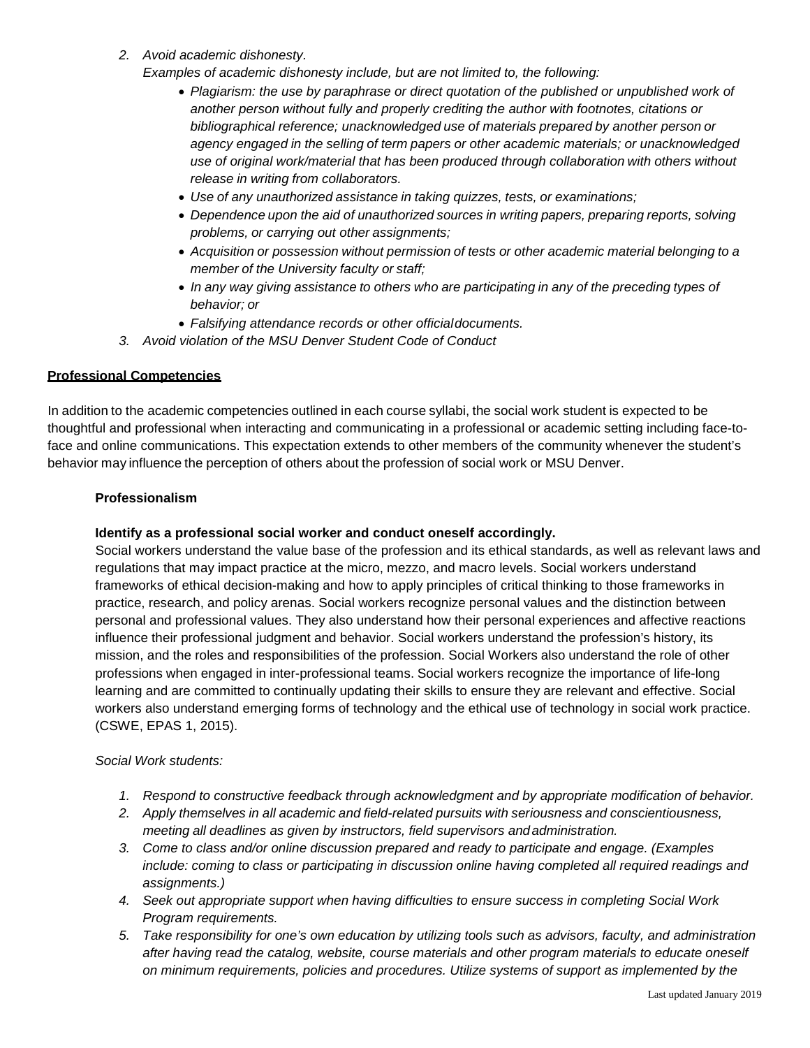2. *Avoid academic dishonesty.*
   *Examples of academic dishonesty include, but are not limited to, the following:*
   - *Plagiarism: the use by paraphrase or direct quotation of the published or unpublished work of another person without fully and properly crediting the author with footnotes, citations or bibliographical reference; unacknowledged use of materials prepared by another person or agency engaged in the selling of term papers or other academic materials; or unacknowledged use of original work/material that has been produced through collaboration with others without release in writing from collaborators.*
   - *Use of any unauthorized assistance in taking quizzes, tests, or examinations;*
   - *Dependence upon the aid of unauthorized sources in writing papers, preparing reports, solving problems, or carrying out other assignments;*
   - *Acquisition or possession without permission of tests or other academic material belonging to a member of the University faculty or staff;*
   - *In any way giving assistance to others who are participating in any of the preceding types of behavior; or*
   - *Falsifying attendance records or other official documents.*
3. *Avoid violation of the MSU Denver Student Code of Conduct*

## Professional Competencies

In addition to the academic competencies outlined in each course syllabi, the social work student is expected to be thoughtful and professional when interacting and communicating in a professional or academic setting including face-to-face and online communications. This expectation extends to other members of the community whenever the student's behavior may influence the perception of others about the profession of social work or MSU Denver.

### Professionalism

**Identify as a professional social worker and conduct oneself accordingly.**

Social workers understand the value base of the profession and its ethical standards, as well as relevant laws and regulations that may impact practice at the micro, mezzo, and macro levels. Social workers understand frameworks of ethical decision-making and how to apply principles of critical thinking to those frameworks in practice, research, and policy arenas. Social workers recognize personal values and the distinction between personal and professional values. They also understand how their personal experiences and affective reactions influence their professional judgment and behavior. Social workers understand the profession's history, its mission, and the roles and responsibilities of the profession. Social Workers also understand the role of other professions when engaged in inter-professional teams. Social workers recognize the importance of life-long learning and are committed to continually updating their skills to ensure they are relevant and effective. Social workers also understand emerging forms of technology and the ethical use of technology in social work practice. (CSWE, EPAS 1, 2015).

*Social Work students:*

1. *Respond to constructive feedback through acknowledgment and by appropriate modification of behavior.*
2. *Apply themselves in all academic and field-related pursuits with seriousness and conscientiousness, meeting all deadlines as given by instructors, field supervisors and administration.*
3. *Come to class and/or online discussion prepared and ready to participate and engage. (Examples include: coming to class or participating in discussion online having completed all required readings and assignments.)*
4. *Seek out appropriate support when having difficulties to ensure success in completing Social Work Program requirements.*
5. *Take responsibility for one's own education by utilizing tools such as advisors, faculty, and administration after having read the catalog, website, course materials and other program materials to educate oneself on minimum requirements, policies and procedures. Utilize systems of support as implemented by the*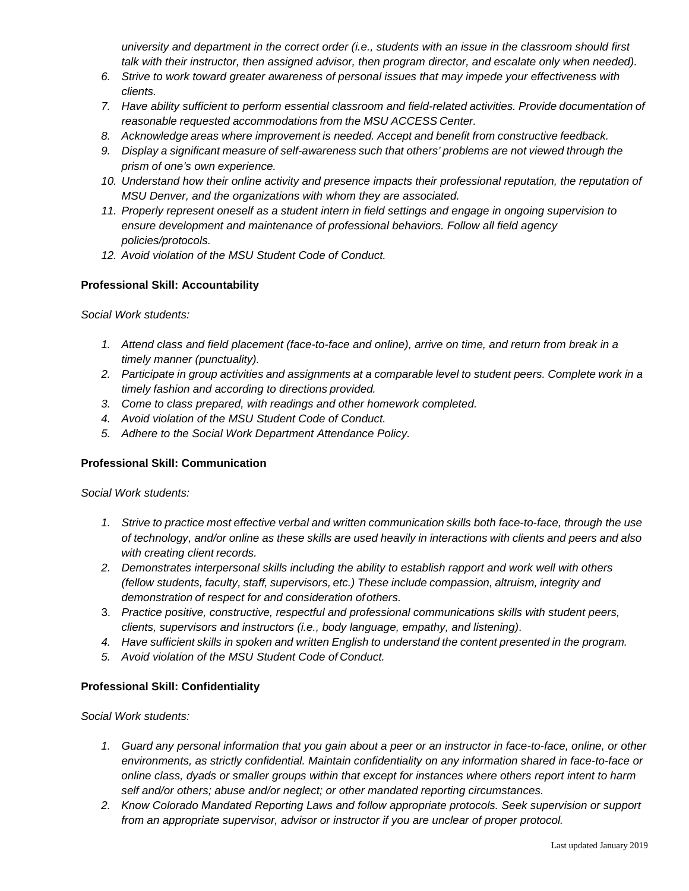*university and department in the correct order (i.e., students with an issue in the classroom should first talk with their instructor, then assigned advisor, then program director, and escalate only when needed).*

6. *Strive to work toward greater awareness of personal issues that may impede your effectiveness with clients.*
7. *Have ability sufficient to perform essential classroom and field-related activities. Provide documentation of reasonable requested accommodations from the MSU ACCESS Center.*
8. *Acknowledge areas where improvement is needed. Accept and benefit from constructive feedback.*
9. *Display a significant measure of self-awareness such that others' problems are not viewed through the prism of one's own experience.*
10. *Understand how their online activity and presence impacts their professional reputation, the reputation of MSU Denver, and the organizations with whom they are associated.*
11. *Properly represent oneself as a student intern in field settings and engage in ongoing supervision to ensure development and maintenance of professional behaviors. Follow all field agency policies/protocols.*
12. *Avoid violation of the MSU Student Code of Conduct.*

**Professional Skill: Accountability**

*Social Work students:*

1. *Attend class and field placement (face-to-face and online), arrive on time, and return from break in a timely manner (punctuality).*
2. *Participate in group activities and assignments at a comparable level to student peers. Complete work in a timely fashion and according to directions provided.*
3. *Come to class prepared, with readings and other homework completed.*
4. *Avoid violation of the MSU Student Code of Conduct.*
5. *Adhere to the Social Work Department Attendance Policy.*

**Professional Skill: Communication**

*Social Work students:*

1. *Strive to practice most effective verbal and written communication skills both face-to-face, through the use of technology, and/or online as these skills are used heavily in interactions with clients and peers and also with creating client records.*
2. *Demonstrates interpersonal skills including the ability to establish rapport and work well with others (fellow students, faculty, staff, supervisors, etc.) These include compassion, altruism, integrity and demonstration of respect for and consideration of others.*
3. *Practice positive, constructive, respectful and professional communications skills with student peers, clients, supervisors and instructors (i.e., body language, empathy, and listening).*
4. *Have sufficient skills in spoken and written English to understand the content presented in the program.*
5. *Avoid violation of the MSU Student Code of Conduct.*

**Professional Skill: Confidentiality**

*Social Work students:*

1. *Guard any personal information that you gain about a peer or an instructor in face-to-face, online, or other environments, as strictly confidential. Maintain confidentiality on any information shared in face-to-face or online class, dyads or smaller groups within that except for instances where others report intent to harm self and/or others; abuse and/or neglect; or other mandated reporting circumstances.*
2. *Know Colorado Mandated Reporting Laws and follow appropriate protocols. Seek supervision or support from an appropriate supervisor, advisor or instructor if you are unclear of proper protocol.*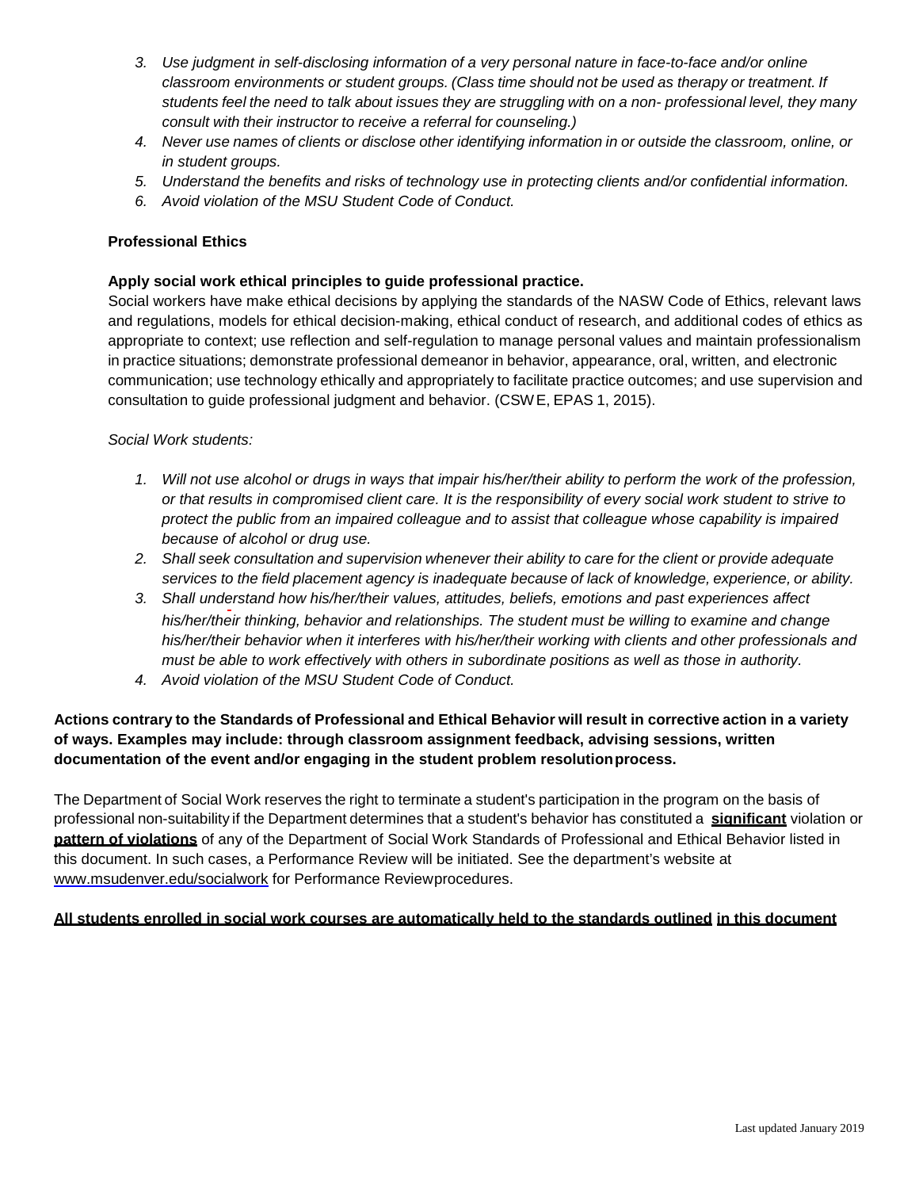3. *Use judgment in self-disclosing information of a very personal nature in face-to-face and/or online classroom environments or student groups. (Class time should not be used as therapy or treatment. If students feel the need to talk about issues they are struggling with on a non- professional level, they many consult with their instructor to receive a referral for counseling.)*
4. *Never use names of clients or disclose other identifying information in or outside the classroom, online, or in student groups.*
5. *Understand the benefits and risks of technology use in protecting clients and/or confidential information.*
6. *Avoid violation of the MSU Student Code of Conduct.*

**Professional Ethics**

**Apply social work ethical principles to guide professional practice.**
Social workers have make ethical decisions by applying the standards of the NASW Code of Ethics, relevant laws and regulations, models for ethical decision-making, ethical conduct of research, and additional codes of ethics as appropriate to context; use reflection and self-regulation to manage personal values and maintain professionalism in practice situations; demonstrate professional demeanor in behavior, appearance, oral, written, and electronic communication; use technology ethically and appropriately to facilitate practice outcomes; and use supervision and consultation to guide professional judgment and behavior. (CSWE, EPAS 1, 2015).

*Social Work students:*

1. *Will not use alcohol or drugs in ways that impair his/her/their ability to perform the work of the profession, or that results in compromised client care. It is the responsibility of every social work student to strive to protect the public from an impaired colleague and to assist that colleague whose capability is impaired because of alcohol or drug use.*
2. *Shall seek consultation and supervision whenever their ability to care for the client or provide adequate services to the field placement agency is inadequate because of lack of knowledge, experience, or ability.*
3. *Shall understand how his/her/their values, attitudes, beliefs, emotions and past experiences affect his/her/their thinking, behavior and relationships. The student must be willing to examine and change his/her/their behavior when it interferes with his/her/their working with clients and other professionals and must be able to work effectively with others in subordinate positions as well as those in authority.*
4. *Avoid violation of the MSU Student Code of Conduct.*

**Actions contrary to the Standards of Professional and Ethical Behavior will result in corrective action in a variety of ways. Examples may include: through classroom assignment feedback, advising sessions, written documentation of the event and/or engaging in the student problem resolution process.**

The Department of Social Work reserves the right to terminate a student's participation in the program on the basis of professional non-suitability if the Department determines that a student's behavior has constituted a **significant** violation or **pattern of violations** of any of the Department of Social Work Standards of Professional and Ethical Behavior listed in this document. In such cases, a Performance Review will be initiated. See the department's website at www.msudenver.edu/socialwork for Performance Review procedures.

**All students enrolled in social work courses are automatically held to the standards outlined in this document**

Last updated January 2019